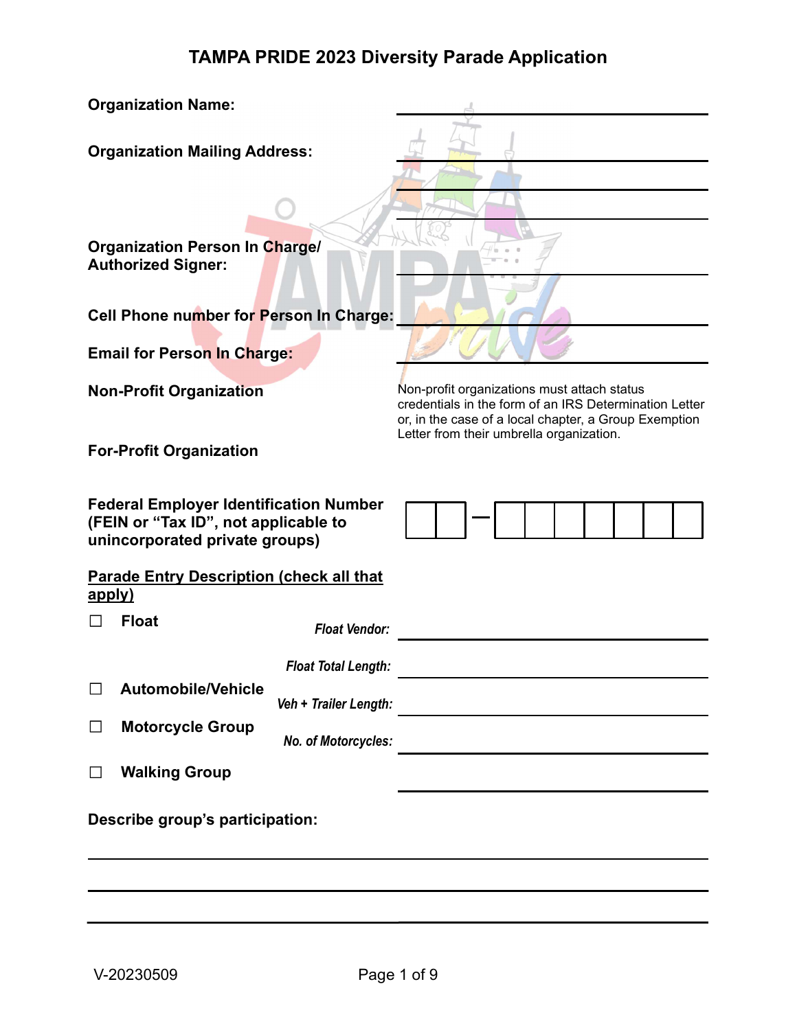# TAMPA PRIDE 2023 Diversity Parade Application

**Organization Name:** ______________________________

**Organization Mailing Address:** ______________________________

______________________________

______________________________

**Organization Person In Charge/ Authorized Signer:** ______________________________

**Cell Phone number for Person In Charge:** ______________________________

**Email for Person In Charge:** ______________________________

**Non-Profit Organization**

Non-profit organizations must attach status credentials in the form of an IRS Determination Letter or, in the case of a local chapter, a Group Exemption Letter from their umbrella organization.

**For-Profit Organization**

**Federal Employer Identification Number (FEIN or "Tax ID", not applicable to unincorporated private groups)**

| | | – | | | | | | | |
|---|---|---|---|---|---|---|---|---|---|

**Parade Entry Description (check all that apply)**

☐ **Float** — *Float Vendor:* ______________________________

*Float Total Length:* ______________________________

☐ **Automobile/Vehicle** — *Veh + Trailer Length:* ______________________________

☐ **Motorcycle Group** — *No. of Motorcycles:* ______________________________

☐ **Walking Group** ______________________________

**Describe group's participation:**

______________________________

______________________________

______________________________

V-20230509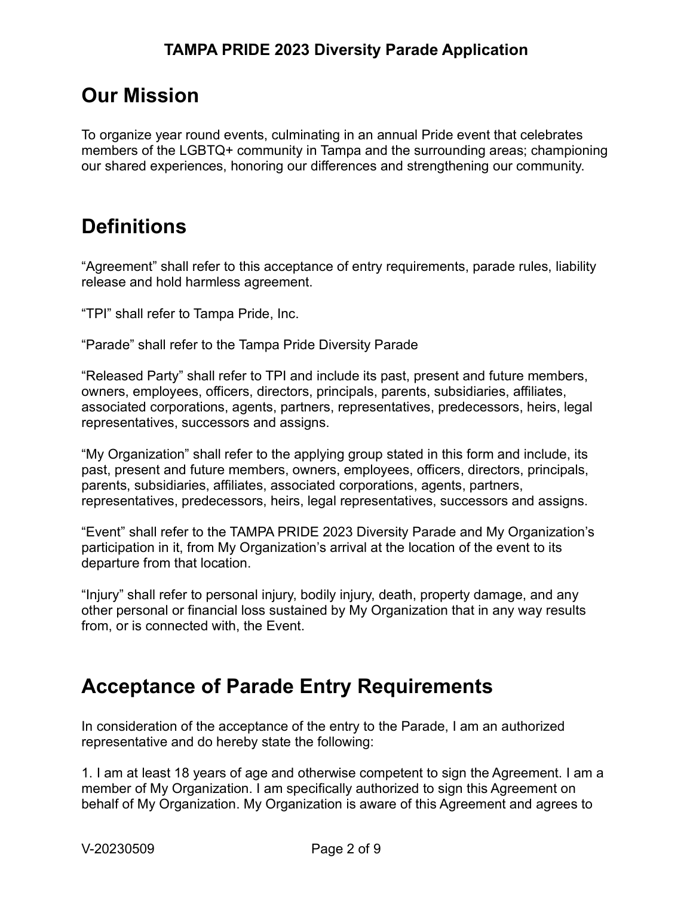## Our Mission

To organize year round events, culminating in an annual Pride event that celebrates members of the LGBTQ+ community in Tampa and the surrounding areas; championing our shared experiences, honoring our differences and strengthening our community.

## Definitions

"Agreement" shall refer to this acceptance of entry requirements, parade rules, liability release and hold harmless agreement.

"TPI" shall refer to Tampa Pride, Inc.

"Parade" shall refer to the Tampa Pride Diversity Parade

"Released Party" shall refer to TPI and include its past, present and future members, owners, employees, officers, directors, principals, parents, subsidiaries, affiliates, associated corporations, agents, partners, representatives, predecessors, heirs, legal representatives, successors and assigns.

"My Organization" shall refer to the applying group stated in this form and include, its past, present and future members, owners, employees, officers, directors, principals, parents, subsidiaries, affiliates, associated corporations, agents, partners, representatives, predecessors, heirs, legal representatives, successors and assigns.

"Event" shall refer to the TAMPA PRIDE 2023 Diversity Parade and My Organization's participation in it, from My Organization's arrival at the location of the event to its departure from that location.

"Injury" shall refer to personal injury, bodily injury, death, property damage, and any other personal or financial loss sustained by My Organization that in any way results from, or is connected with, the Event.

## Acceptance of Parade Entry Requirements

In consideration of the acceptance of the entry to the Parade, I am an authorized representative and do hereby state the following:

1. I am at least 18 years of age and otherwise competent to sign the Agreement. I am a member of My Organization. I am specifically authorized to sign this Agreement on behalf of My Organization. My Organization is aware of this Agreement and agrees to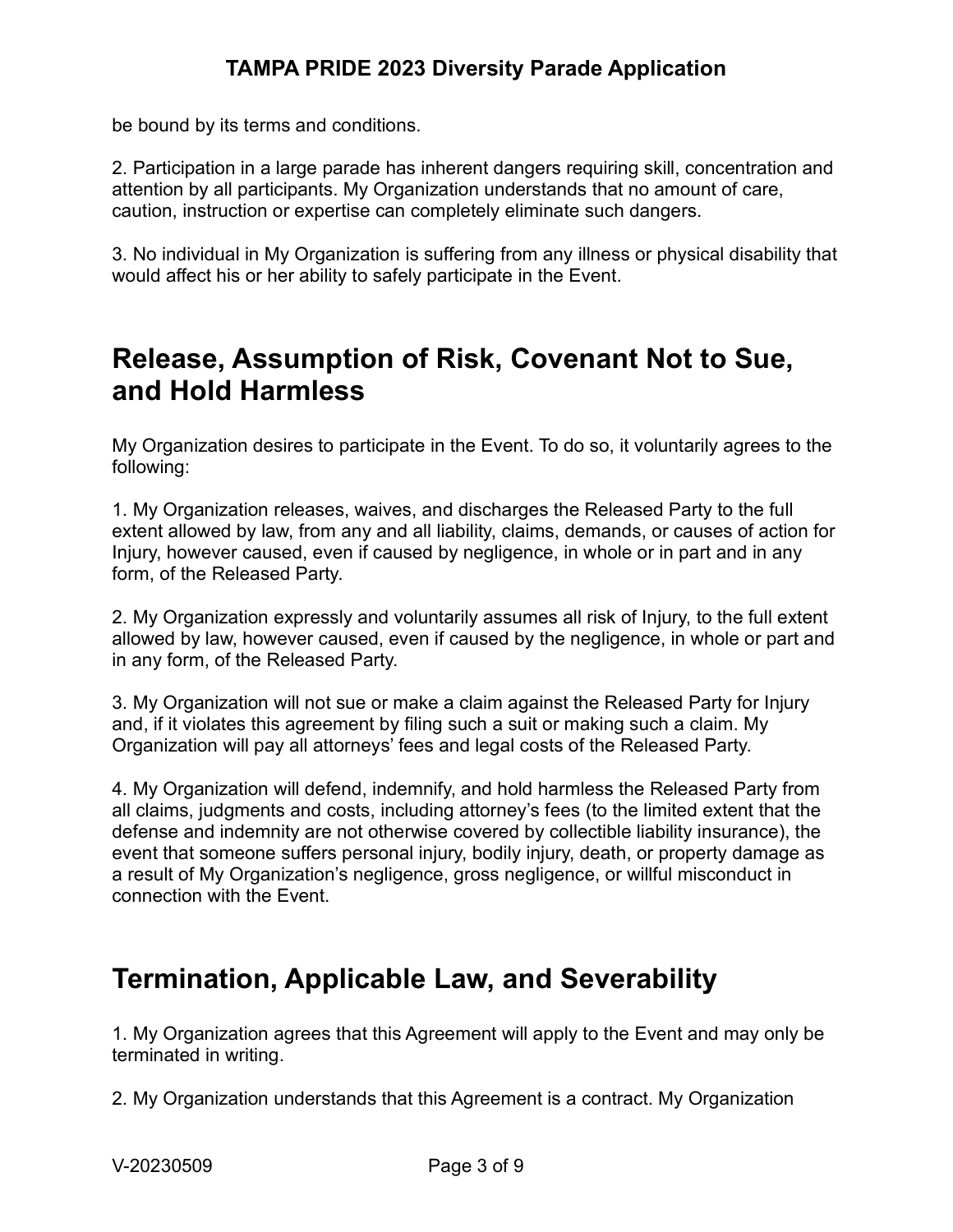be bound by its terms and conditions.

2. Participation in a large parade has inherent dangers requiring skill, concentration and attention by all participants. My Organization understands that no amount of care, caution, instruction or expertise can completely eliminate such dangers.

3. No individual in My Organization is suffering from any illness or physical disability that would affect his or her ability to safely participate in the Event.

## Release, Assumption of Risk, Covenant Not to Sue, and Hold Harmless

My Organization desires to participate in the Event. To do so, it voluntarily agrees to the following:

1. My Organization releases, waives, and discharges the Released Party to the full extent allowed by law, from any and all liability, claims, demands, or causes of action for Injury, however caused, even if caused by negligence, in whole or in part and in any form, of the Released Party.

2. My Organization expressly and voluntarily assumes all risk of Injury, to the full extent allowed by law, however caused, even if caused by the negligence, in whole or part and in any form, of the Released Party.

3. My Organization will not sue or make a claim against the Released Party for Injury and, if it violates this agreement by filing such a suit or making such a claim. My Organization will pay all attorneys' fees and legal costs of the Released Party.

4. My Organization will defend, indemnify, and hold harmless the Released Party from all claims, judgments and costs, including attorney's fees (to the limited extent that the defense and indemnity are not otherwise covered by collectible liability insurance), the event that someone suffers personal injury, bodily injury, death, or property damage as a result of My Organization's negligence, gross negligence, or willful misconduct in connection with the Event.

## Termination, Applicable Law, and Severability

1. My Organization agrees that this Agreement will apply to the Event and may only be terminated in writing.

2. My Organization understands that this Agreement is a contract. My Organization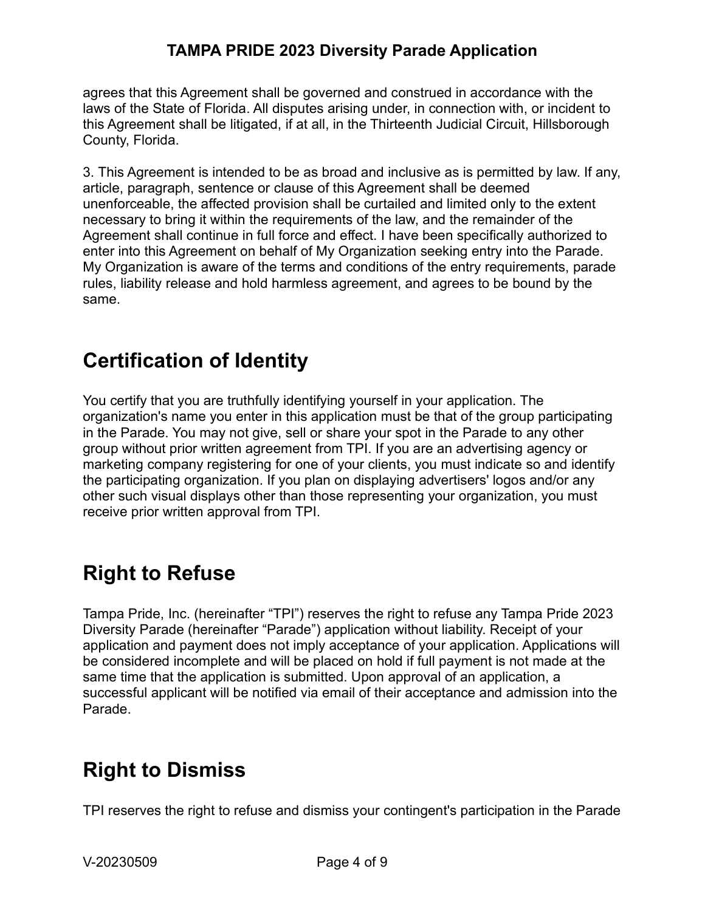agrees that this Agreement shall be governed and construed in accordance with the laws of the State of Florida. All disputes arising under, in connection with, or incident to this Agreement shall be litigated, if at all, in the Thirteenth Judicial Circuit, Hillsborough County, Florida.

3. This Agreement is intended to be as broad and inclusive as is permitted by law. If any, article, paragraph, sentence or clause of this Agreement shall be deemed unenforceable, the affected provision shall be curtailed and limited only to the extent necessary to bring it within the requirements of the law, and the remainder of the Agreement shall continue in full force and effect. I have been specifically authorized to enter into this Agreement on behalf of My Organization seeking entry into the Parade. My Organization is aware of the terms and conditions of the entry requirements, parade rules, liability release and hold harmless agreement, and agrees to be bound by the same.

# Certification of Identity

You certify that you are truthfully identifying yourself in your application. The organization's name you enter in this application must be that of the group participating in the Parade. You may not give, sell or share your spot in the Parade to any other group without prior written agreement from TPI. If you are an advertising agency or marketing company registering for one of your clients, you must indicate so and identify the participating organization. If you plan on displaying advertisers' logos and/or any other such visual displays other than those representing your organization, you must receive prior written approval from TPI.

# Right to Refuse

Tampa Pride, Inc. (hereinafter “TPI”) reserves the right to refuse any Tampa Pride 2023 Diversity Parade (hereinafter “Parade”) application without liability. Receipt of your application and payment does not imply acceptance of your application. Applications will be considered incomplete and will be placed on hold if full payment is not made at the same time that the application is submitted. Upon approval of an application, a successful applicant will be notified via email of their acceptance and admission into the Parade.

# Right to Dismiss

TPI reserves the right to refuse and dismiss your contingent's participation in the Parade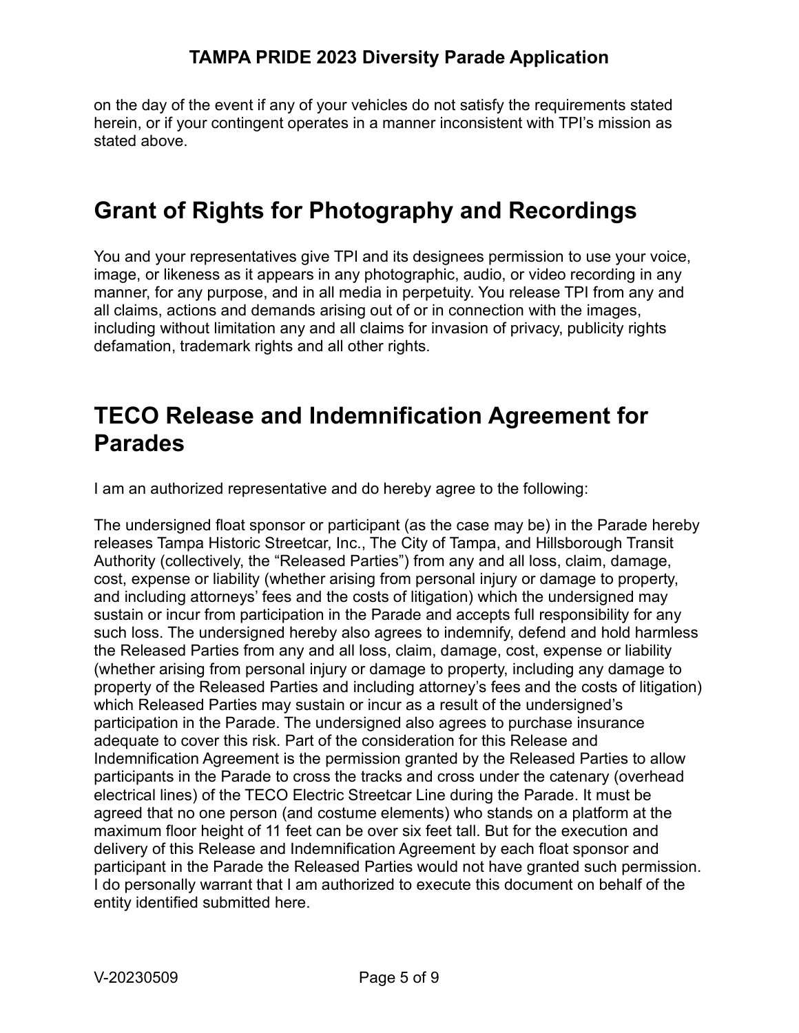on the day of the event if any of your vehicles do not satisfy the requirements stated herein, or if your contingent operates in a manner inconsistent with TPI's mission as stated above.

## Grant of Rights for Photography and Recordings

You and your representatives give TPI and its designees permission to use your voice, image, or likeness as it appears in any photographic, audio, or video recording in any manner, for any purpose, and in all media in perpetuity. You release TPI from any and all claims, actions and demands arising out of or in connection with the images, including without limitation any and all claims for invasion of privacy, publicity rights defamation, trademark rights and all other rights.

## TECO Release and Indemnification Agreement for Parades

I am an authorized representative and do hereby agree to the following:

The undersigned float sponsor or participant (as the case may be) in the Parade hereby releases Tampa Historic Streetcar, Inc., The City of Tampa, and Hillsborough Transit Authority (collectively, the "Released Parties") from any and all loss, claim, damage, cost, expense or liability (whether arising from personal injury or damage to property, and including attorneys' fees and the costs of litigation) which the undersigned may sustain or incur from participation in the Parade and accepts full responsibility for any such loss. The undersigned hereby also agrees to indemnify, defend and hold harmless the Released Parties from any and all loss, claim, damage, cost, expense or liability (whether arising from personal injury or damage to property, including any damage to property of the Released Parties and including attorney's fees and the costs of litigation) which Released Parties may sustain or incur as a result of the undersigned's participation in the Parade. The undersigned also agrees to purchase insurance adequate to cover this risk. Part of the consideration for this Release and Indemnification Agreement is the permission granted by the Released Parties to allow participants in the Parade to cross the tracks and cross under the catenary (overhead electrical lines) of the TECO Electric Streetcar Line during the Parade. It must be agreed that no one person (and costume elements) who stands on a platform at the maximum floor height of 11 feet can be over six feet tall. But for the execution and delivery of this Release and Indemnification Agreement by each float sponsor and participant in the Parade the Released Parties would not have granted such permission. I do personally warrant that I am authorized to execute this document on behalf of the entity identified submitted here.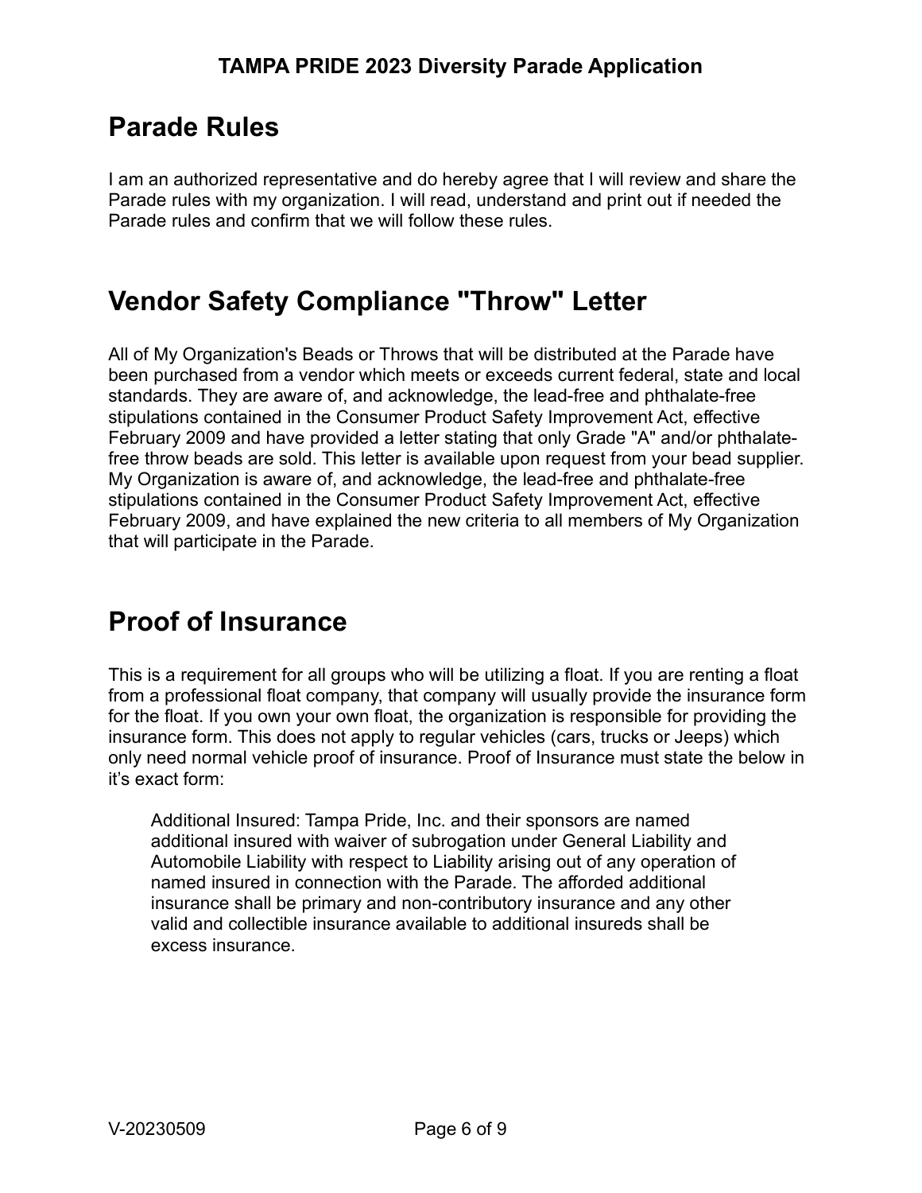## Parade Rules

I am an authorized representative and do hereby agree that I will review and share the Parade rules with my organization. I will read, understand and print out if needed the Parade rules and confirm that we will follow these rules.

## Vendor Safety Compliance "Throw" Letter

All of My Organization's Beads or Throws that will be distributed at the Parade have been purchased from a vendor which meets or exceeds current federal, state and local standards. They are aware of, and acknowledge, the lead-free and phthalate-free stipulations contained in the Consumer Product Safety Improvement Act, effective February 2009 and have provided a letter stating that only Grade "A" and/or phthalate-free throw beads are sold. This letter is available upon request from your bead supplier. My Organization is aware of, and acknowledge, the lead-free and phthalate-free stipulations contained in the Consumer Product Safety Improvement Act, effective February 2009, and have explained the new criteria to all members of My Organization that will participate in the Parade.

## Proof of Insurance

This is a requirement for all groups who will be utilizing a float. If you are renting a float from a professional float company, that company will usually provide the insurance form for the float. If you own your own float, the organization is responsible for providing the insurance form. This does not apply to regular vehicles (cars, trucks or Jeeps) which only need normal vehicle proof of insurance. Proof of Insurance must state the below in it's exact form:

> Additional Insured: Tampa Pride, Inc. and their sponsors are named additional insured with waiver of subrogation under General Liability and Automobile Liability with respect to Liability arising out of any operation of named insured in connection with the Parade. The afforded additional insurance shall be primary and non-contributory insurance and any other valid and collectible insurance available to additional insureds shall be excess insurance.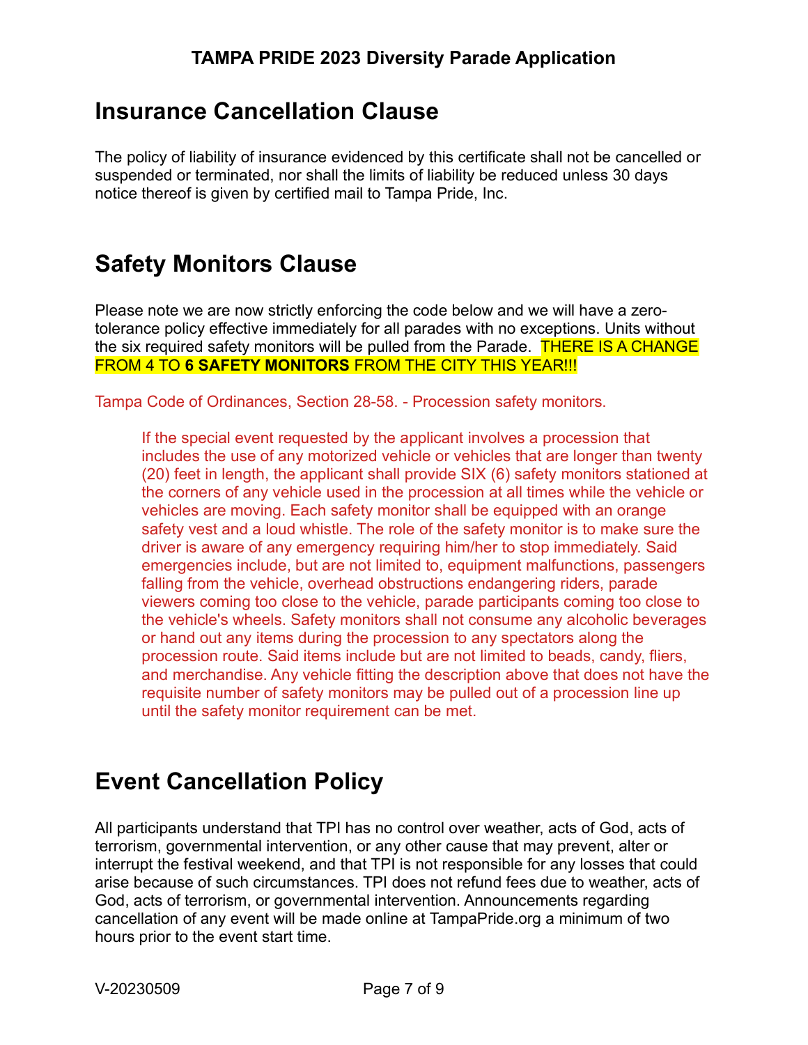## Insurance Cancellation Clause

The policy of liability of insurance evidenced by this certificate shall not be cancelled or suspended or terminated, nor shall the limits of liability be reduced unless 30 days notice thereof is given by certified mail to Tampa Pride, Inc.

## Safety Monitors Clause

Please note we are now strictly enforcing the code below and we will have a zero-tolerance policy effective immediately for all parades with no exceptions. Units without the six required safety monitors will be pulled from the Parade. THERE IS A CHANGE FROM 4 TO **6 SAFETY MONITORS** FROM THE CITY THIS YEAR!!!

Tampa Code of Ordinances, Section 28-58. - Procession safety monitors.

> If the special event requested by the applicant involves a procession that includes the use of any motorized vehicle or vehicles that are longer than twenty (20) feet in length, the applicant shall provide SIX (6) safety monitors stationed at the corners of any vehicle used in the procession at all times while the vehicle or vehicles are moving. Each safety monitor shall be equipped with an orange safety vest and a loud whistle. The role of the safety monitor is to make sure the driver is aware of any emergency requiring him/her to stop immediately. Said emergencies include, but are not limited to, equipment malfunctions, passengers falling from the vehicle, overhead obstructions endangering riders, parade viewers coming too close to the vehicle, parade participants coming too close to the vehicle's wheels. Safety monitors shall not consume any alcoholic beverages or hand out any items during the procession to any spectators along the procession route. Said items include but are not limited to beads, candy, fliers, and merchandise. Any vehicle fitting the description above that does not have the requisite number of safety monitors may be pulled out of a procession line up until the safety monitor requirement can be met.

## Event Cancellation Policy

All participants understand that TPI has no control over weather, acts of God, acts of terrorism, governmental intervention, or any other cause that may prevent, alter or interrupt the festival weekend, and that TPI is not responsible for any losses that could arise because of such circumstances. TPI does not refund fees due to weather, acts of God, acts of terrorism, or governmental intervention. Announcements regarding cancellation of any event will be made online at TampaPride.org a minimum of two hours prior to the event start time.

V-20230509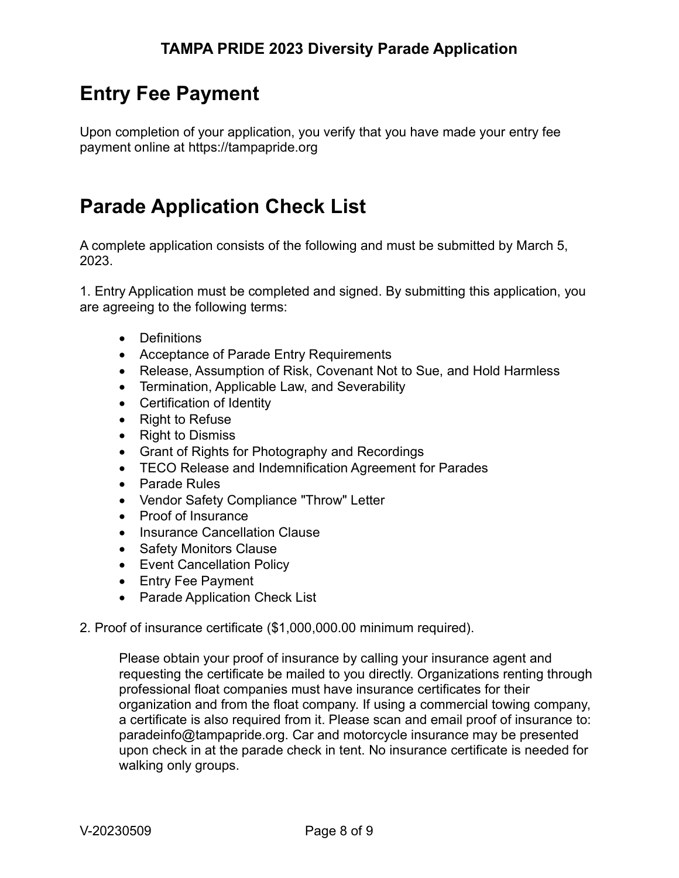## Entry Fee Payment

Upon completion of your application, you verify that you have made your entry fee payment online at https://tampapride.org

## Parade Application Check List

A complete application consists of the following and must be submitted by March 5, 2023.

1. Entry Application must be completed and signed. By submitting this application, you are agreeing to the following terms:

    - Definitions
    - Acceptance of Parade Entry Requirements
    - Release, Assumption of Risk, Covenant Not to Sue, and Hold Harmless
    - Termination, Applicable Law, and Severability
    - Certification of Identity
    - Right to Refuse
    - Right to Dismiss
    - Grant of Rights for Photography and Recordings
    - TECO Release and Indemnification Agreement for Parades
    - Parade Rules
    - Vendor Safety Compliance "Throw" Letter
    - Proof of Insurance
    - Insurance Cancellation Clause
    - Safety Monitors Clause
    - Event Cancellation Policy
    - Entry Fee Payment
    - Parade Application Check List

2. Proof of insurance certificate ($1,000,000.00 minimum required).

    Please obtain your proof of insurance by calling your insurance agent and requesting the certificate be mailed to you directly. Organizations renting through professional float companies must have insurance certificates for their organization and from the float company. If using a commercial towing company, a certificate is also required from it. Please scan and email proof of insurance to: paradeinfo@tampapride.org. Car and motorcycle insurance may be presented upon check in at the parade check in tent. No insurance certificate is needed for walking only groups.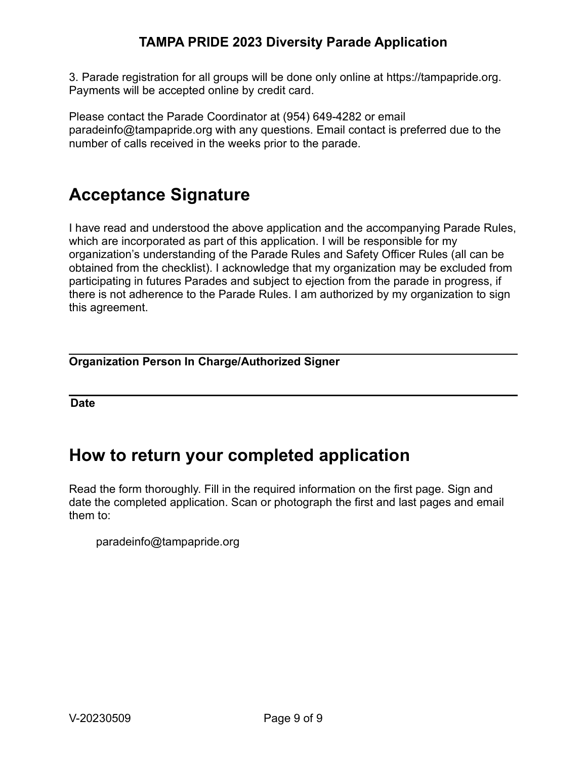3. Parade registration for all groups will be done only online at https://tampapride.org. Payments will be accepted online by credit card.

Please contact the Parade Coordinator at (954) 649-4282 or email paradeinfo@tampapride.org with any questions. Email contact is preferred due to the number of calls received in the weeks prior to the parade.

## Acceptance Signature

I have read and understood the above application and the accompanying Parade Rules, which are incorporated as part of this application. I will be responsible for my organization's understanding of the Parade Rules and Safety Officer Rules (all can be obtained from the checklist). I acknowledge that my organization may be excluded from participating in futures Parades and subject to ejection from the parade in progress, if there is not adherence to the Parade Rules. I am authorized by my organization to sign this agreement.

______________________________________________

**Organization Person In Charge/Authorized Signer**

______________________________________________

**Date**

## How to return your completed application

Read the form thoroughly. Fill in the required information on the first page. Sign and date the completed application. Scan or photograph the first and last pages and email them to:

paradeinfo@tampapride.org